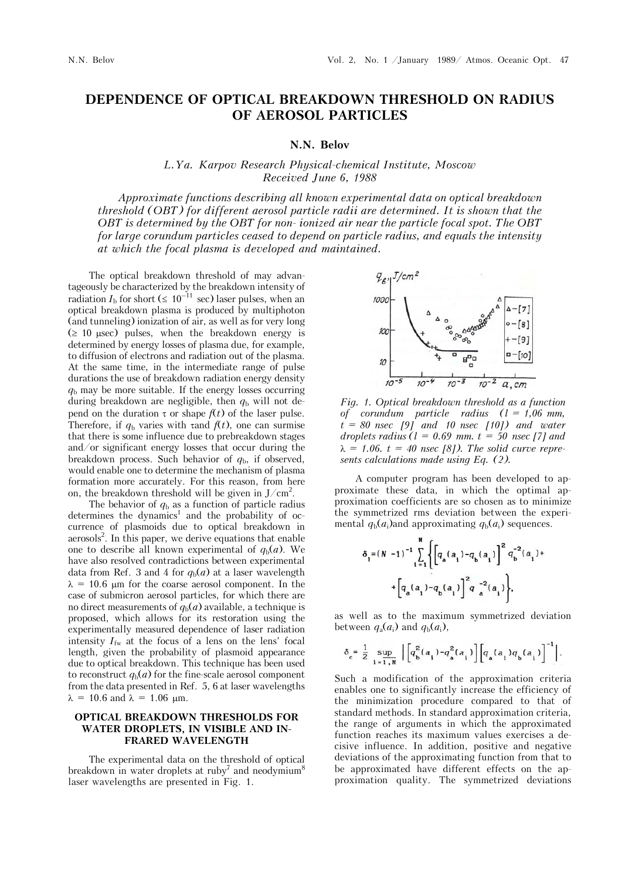# DEPENDENCE OF OPTICAL BREAKDOWN THRESHOLD ON RADIUS OF AEROSOL PARTICLES

**N.N. Belov**

*L.Ya. Karpov Research Physical-chemical Institute, Moscow*
*Received June 6, 1988*

*Approximate functions describing all known experimental data on optical breakdown threshold (OBT) for different aerosol particle radii are determined. It is shown that the OBT is determined by the OBT for non- ionized air near the particle focal spot. The OBT for large corundum particles ceased to depend on particle radius, and equals the intensity at which the focal plasma is developed and maintained.*

The optical breakdown threshold of may advantageously be characterized by the breakdown intensity of radiation $I_b$ for short ($\leq 10^{-11}$ sec) laser pulses, when an optical breakdown plasma is produced by multiphoton (and tunneling) ionization of air, as well as for very long ($\geq 10$ μsec) pulses, when the breakdown energy is determined by energy losses of plasma due, for example, to diffusion of electrons and radiation out of the plasma. At the same time, in the intermediate range of pulse durations the use of breakdown radiation energy density $q_b$ may be more suitable. If the energy losses occurring during breakdown are negligible, then $q_b$ will not depend on the duration $\tau$ or shape $f(t)$ of the laser pulse. Therefore, if $q_b$ varies with $\tau$and $f(t)$, one can surmise that there is some influence due to prebreakdown stages and/or significant energy losses that occur during the breakdown process. Such behavior of $q_b$, if observed, would enable one to determine the mechanism of plasma formation more accurately. For this reason, from here on, the breakdown threshold will be given in J/cm$^2$.

The behavior of $q_b$ as a function of particle radius determines the dynamics[1] and the probability of occurrence of plasmoids due to optical breakdown in aerosols[2]. In this paper, we derive equations that enable one to describe all known experimental of $q_b(a)$. We have also resolved contradictions between experimental data from Ref. 3 and 4 for $q_b(a)$ at a laser wavelength $\lambda = 10.6$ μm for the coarse aerosol component. In the case of submicron aerosol particles, for which there are no direct measurements of $q_b(a)$ available, a technique is proposed, which allows for its restoration using the experimentally measured dependence of laser radiation intensity $I_{fw}$ at the focus of a lens on the lens' focal length, given the probability of plasmoid appearance due to optical breakdown. This technique has been used to reconstruct $q_b(a)$ for the fine-scale aerosol component from the data presented in Ref. 5, 6 at laser wavelengths $\lambda = 10.6$ and $\lambda = 1.06$ μm.

## OPTICAL BREAKDOWN THRESHOLDS FOR WATER DROPLETS, IN VISIBLE AND INFRARED WAVELENGTH

The experimental data on the threshold of optical breakdown in water droplets at ruby[7] and neodymium[8] laser wavelengths are presented in Fig. 1.

*Fig. 1. Optical breakdown threshold as a function of corundum particle radius ($l = 1,06$ mm, $t = 80$ nsec [9] and 10 nsec [10]) and water droplets radius ($l = 0.69$ mm. $t = 50$ nsec [7] and $\lambda = 1.06$. $t = 40$ nsec [8]). The solid curve represents calculations made using Eq. (2).*

A computer program has been developed to approximate these data, in which the optimal approximation coefficients are so chosen as to minimize the symmetrized rms deviation between the experimental $q_b(a_i)$and approximating $q_b(a_i)$ sequences.

$$\delta_1 = (N-1)^{-1} \sum_{i=1}^{N} \left\{ \left[ q_a(a_i) - q_b(a_i) \right]^2 q_b^{-2}(a_i) + \left[ q_a(a_i) - q_b(a_i) \right]^2 q_a^{-2}(a_i) \right\},$$

as well as to the maximum symmetrized deviation between $q_a(a_i)$ and $q_b(a_i)$,

$$\delta_c = \frac{1}{2} \sup_{i=1,N} \left| \left[ q_b^2(a_i) - q_a^2(a_i) \right] \left[ q_a(a_i) q_b(a_i) \right]^{-1} \right|.$$

Such a modification of the approximation criteria enables one to significantly increase the efficiency of the minimization procedure compared to that of standard methods. In standard approximation criteria, the range of arguments in which the approximated function reaches its maximum values exercises a decisive influence. In addition, positive and negative deviations of the approximating function from that to be approximated have different effects on the approximation quality. The symmetrized deviations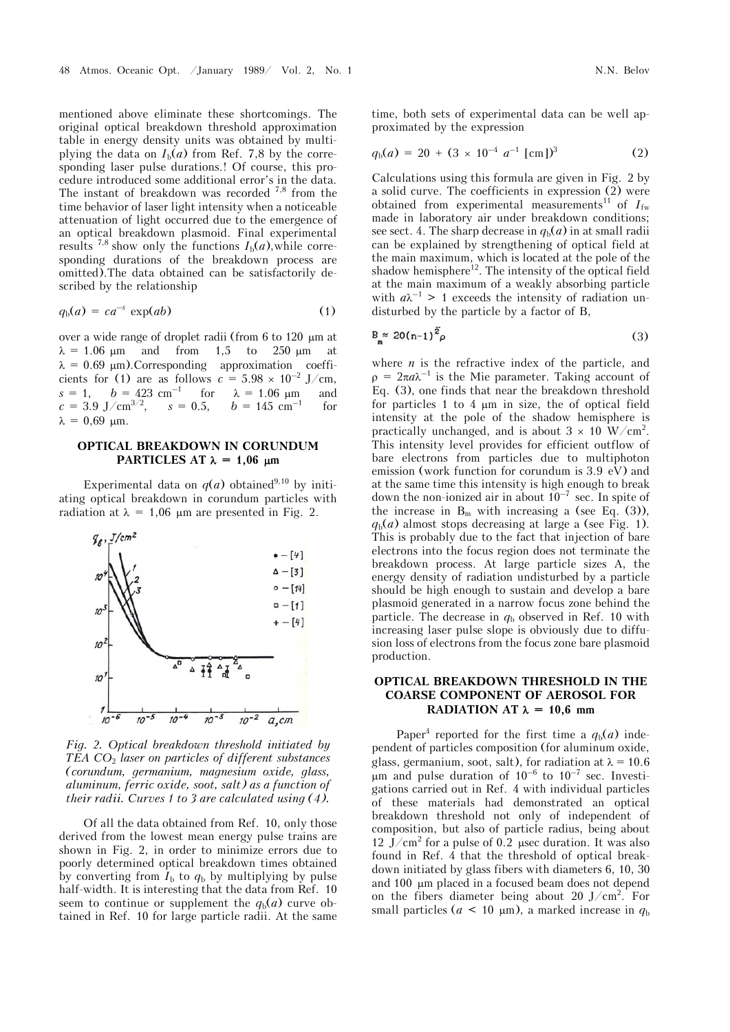mentioned above eliminate these shortcomings. The original optical breakdown threshold approximation table in energy density units was obtained by multiplying the data on $I_b(a)$ from Ref. 7,8 by the corresponding laser pulse durations.! Of course, this procedure introduced some additional error's in the data. The instant of breakdown was recorded [7,8] from the time behavior of laser light intensity when a noticeable attenuation of light occurred due to the emergence of an optical breakdown plasmoid. Final experimental results [7,8] show only the functions $I_b(a)$, while corresponding durations of the breakdown process are omitted). The data obtained can be satisfactorily described by the relationship

$$q_b(a) = ca^{-s}\exp(ab) \tag{1}$$

over a wide range of droplet radii (from 6 to 120 μm at $\lambda = 1.06$ μm and from 1,5 to 250 μm at $\lambda = 0.69$ μm). Corresponding approximation coefficients for (1) are as follows $c = 5.98 \times 10^{-2}$ J/cm, $s = 1$, $b = 423$ cm$^{-1}$ for $\lambda = 1.06$ μm and $c = 3.9$ J/cm$^{3/2}$, $s = 0.5$, $b = 145$ cm$^{-1}$ for $\lambda = 0{,}69$ μm.

## OPTICAL BREAKDOWN IN CORUNDUM PARTICLES AT $\lambda = 1{,}06$ μm

Experimental data on $q(a)$ obtained[9,10] by initiating optical breakdown in corundum particles with radiation at $\lambda = 1{,}06$ μm are presented in Fig. 2.

*Fig. 2. Optical breakdown threshold initiated by TEA $CO_2$ laser on particles of different substances (corundum, germanium, magnesium oxide, glass, aluminum, ferric oxide, soot, salt) as a function of their radii. Curves 1 to 3 are calculated using (4).*

Of all the data obtained from Ref. 10, only those derived from the lowest mean energy pulse trains are shown in Fig. 2, in order to minimize errors due to poorly determined optical breakdown times obtained by converting from $I_b$ to $q_b$ by multiplying by pulse half-width. It is interesting that the data from Ref. 10 seem to continue or supplement the $q_b(a)$ curve obtained in Ref. 10 for large particle radii. At the same time, both sets of experimental data can be well approximated by the expression

$$q_b(a) = 20 + (3 \times 10^{-4}\ a^{-1}\ [\text{cm}])^3 \tag{2}$$

Calculations using this formula are given in Fig. 2 by a solid curve. The coefficients in expression (2) were obtained from experimental measurements[11] of $I_{fw}$ made in laboratory air under breakdown conditions; see sect. 4. The sharp decrease in $q_b(a)$ in at small radii can be explained by strengthening of optical field at the main maximum, which is located at the pole of the shadow hemisphere[12]. The intensity of the optical field at the main maximum of a weakly absorbing particle with $a\lambda^{-1} > 1$ exceeds the intensity of radiation undisturbed by the particle by a factor of B,

$$B_m \approx 20(n-1)^{\tilde{2}}\rho \tag{3}$$

where $n$ is the refractive index of the particle, and $\rho = 2\pi a\lambda^{-1}$ is the Mie parameter. Taking account of Eq. (3), one finds that near the breakdown threshold for particles 1 to 4 μm in size, the of optical field intensity at the pole of the shadow hemisphere is practically unchanged, and is about $3 \times 10$ W/cm$^2$. This intensity level provides for efficient outflow of bare electrons from particles due to multiphoton emission (work function for corundum is 3.9 eV) and at the same time this intensity is high enough to break down the non-ionized air in about $10^{-7}$ sec. In spite of the increase in $B_m$ with increasing a (see Eq. (3)), $q_b(a)$ almost stops decreasing at large a (see Fig. 1). This is probably due to the fact that injection of bare electrons into the focus region does not terminate the breakdown process. At large particle sizes A, the energy density of radiation undisturbed by a particle should be high enough to sustain and develop a bare plasmoid generated in a narrow focus zone behind the particle. The decrease in $q_b$ observed in Ref. 10 with increasing laser pulse slope is obviously due to diffusion loss of electrons from the focus zone bare plasmoid production.

## OPTICAL BREAKDOWN THRESHOLD IN THE COARSE COMPONENT OF AEROSOL FOR RADIATION AT $\lambda = 10{,}6$ mm

Paper[4] reported for the first time a $q_b(a)$ independent of particles composition (for aluminum oxide, glass, germanium, soot, salt), for radiation at $\lambda = 10.6$ μm and pulse duration of $10^{-6}$ to $10^{-7}$ sec. Investigations carried out in Ref. 4 with individual particles of these materials had demonstrated an optical breakdown threshold not only of independent of composition, but also of particle radius, being about 12 J/cm$^2$ for a pulse of 0.2 μsec duration. It was also found in Ref. 4 that the threshold of optical breakdown initiated by glass fibers with diameters 6, 10, 30 and 100 μm placed in a focused beam does not depend on the fibers diameter being about 20 J/cm$^2$. For small particles ($a < 10$ μm), a marked increase in $q_b$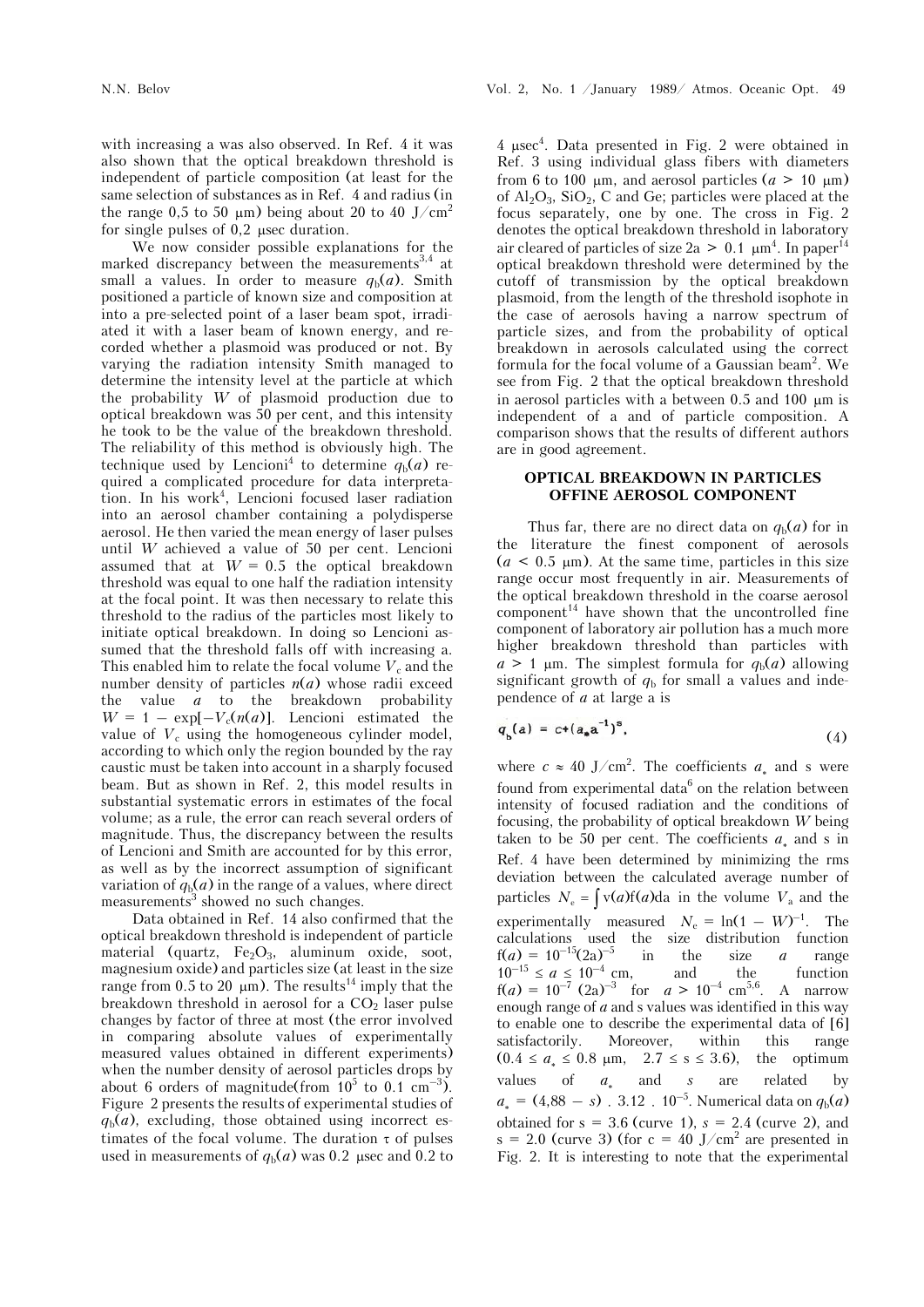with increasing a was also observed. In Ref. 4 it was also shown that the optical breakdown threshold is independent of particle composition (at least for the same selection of substances as in Ref. 4 and radius (in the range 0,5 to 50 μm) being about 20 to 40 $J/cm^2$ for single pulses of 0,2 μsec duration.

We now consider possible explanations for the marked discrepancy between the measurements[3,4] at small a values. In order to measure $q_b(a)$. Smith positioned a particle of known size and composition at into a pre-selected point of a laser beam spot, irradiated it with a laser beam of known energy, and recorded whether a plasmoid was produced or not. By varying the radiation intensity Smith managed to determine the intensity level at the particle at which the probability $W$ of plasmoid production due to optical breakdown was 50 per cent, and this intensity he took to be the value of the breakdown threshold. The reliability of this method is obviously high. The technique used by Lencioni[4] to determine $q_b(a)$ required a complicated procedure for data interpretation. In his work[4], Lencioni focused laser radiation into an aerosol chamber containing a polydisperse aerosol. He then varied the mean energy of laser pulses until $W$ achieved a value of 50 per cent. Lencioni assumed that at $W = 0.5$ the optical breakdown threshold was equal to one half the radiation intensity at the focal point. It was then necessary to relate this threshold to the radius of the particles most likely to initiate optical breakdown. In doing so Lencioni assumed that the threshold falls off with increasing a. This enabled him to relate the focal volume $V_c$ and the number density of particles $n(a)$ whose radii exceed the value $a$ to the breakdown probability $W = 1 - \exp[-V_c(n(a)]$. Lencioni estimated the value of $V_c$ using the homogeneous cylinder model, according to which only the region bounded by the ray caustic must be taken into account in a sharply focused beam. But as shown in Ref. 2, this model results in substantial systematic errors in estimates of the focal volume; as a rule, the error can reach several orders of magnitude. Thus, the discrepancy between the results of Lencioni and Smith are accounted for by this error, as well as by the incorrect assumption of significant variation of $q_b(a)$ in the range of a values, where direct measurements[3] showed no such changes.

Data obtained in Ref. 14 also confirmed that the optical breakdown threshold is independent of particle material (quartz, $Fe_2O_3$, aluminum oxide, soot, magnesium oxide) and particles size (at least in the size range from 0.5 to 20 μm). The results[14] imply that the breakdown threshold in aerosol for a $CO_2$ laser pulse changes by factor of three at most (the error involved in comparing absolute values of experimentally measured values obtained in different experiments) when the number density of aerosol particles drops by about 6 orders of magnitude(from $10^5$ to 0.1 $cm^{-3}$). Figure 2 presents the results of experimental studies of $q_b(a)$, excluding, those obtained using incorrect estimates of the focal volume. The duration τ of pulses used in measurements of $q_b(a)$ was 0.2 μsec and 0.2 to 4 μsec[4]. Data presented in Fig. 2 were obtained in Ref. 3 using individual glass fibers with diameters from 6 to 100 μm, and aerosol particles ($a > 10$ μm) of $Al_2O_3$, $SiO_2$, C and Ge; particles were placed at the focus separately, one by one. The cross in Fig. 2 denotes the optical breakdown threshold in laboratory air cleared of particles of size $2a > 0.1$ μm[4]. In paper[14] optical breakdown threshold were determined by the cutoff of transmission by the optical breakdown plasmoid, from the length of the threshold isophote in the case of aerosols having a narrow spectrum of particle sizes, and from the probability of optical breakdown in aerosols calculated using the correct formula for the focal volume of a Gaussian beam[2]. We see from Fig. 2 that the optical breakdown threshold in aerosol particles with a between 0.5 and 100 μm is independent of a and of particle composition. A comparison shows that the results of different authors are in good agreement.

## OPTICAL BREAKDOWN IN PARTICLES OFFINE AEROSOL COMPONENT

Thus far, there are no direct data on $q_b(a)$ for in the literature the finest component of aerosols ($a < 0.5$ μm). At the same time, particles in this size range occur most frequently in air. Measurements of the optical breakdown threshold in the coarse aerosol component[14] have shown that the uncontrolled fine component of laboratory air pollution has a much more higher breakdown threshold than particles with $a > 1$ μm. The simplest formula for $q_b(a)$ allowing significant growth of $q_b$ for small a values and independence of $a$ at large a is

$$q_b(a) = c + (a_* a^{-1})^s, \tag{4}$$

where $c \approx 40$ $J/cm^2$. The coefficients $a_*$ and s were found from experimental data[6] on the relation between intensity of focused radiation and the conditions of focusing, the probability of optical breakdown $W$ being taken to be 50 per cent. The coefficients $a_*$ and s in Ref. 4 have been determined by minimizing the rms deviation between the calculated average number of particles $N_e = \int v(a)f(a)da$ in the volume $V_a$ and the experimentally measured $N_e = \ln(1 - W)^{-1}$. The calculations used the size distribution function $f(a) = 10^{-15}(2a)^{-5}$ in the size $a$ range $10^{-15} \le a \le 10^{-4}$ cm, and the function $f(a) = 10^{-7}(2a)^{-3}$ for $a > 10^{-4}$ $cm^{5,6}$. A narrow enough range of $a$ and s values was identified in this way to enable one to describe the experimental data of [6] satisfactorily. Moreover, within this range ($0.4 \le a_* \le 0.8$ μm, $2.7 \le s \le 3.6$), the optimum values of $a_*$ and $s$ are related by $a_* = (4{,}88 - s) \cdot 3.12 \cdot 10^{-5}$. Numerical data on $q_b(a)$ obtained for $s = 3.6$ (curve 1), $s = 2.4$ (curve 2), and $s = 2.0$ (curve 3) (for $c = 40$ $J/cm^2$ are presented in Fig. 2. It is interesting to note that the experimental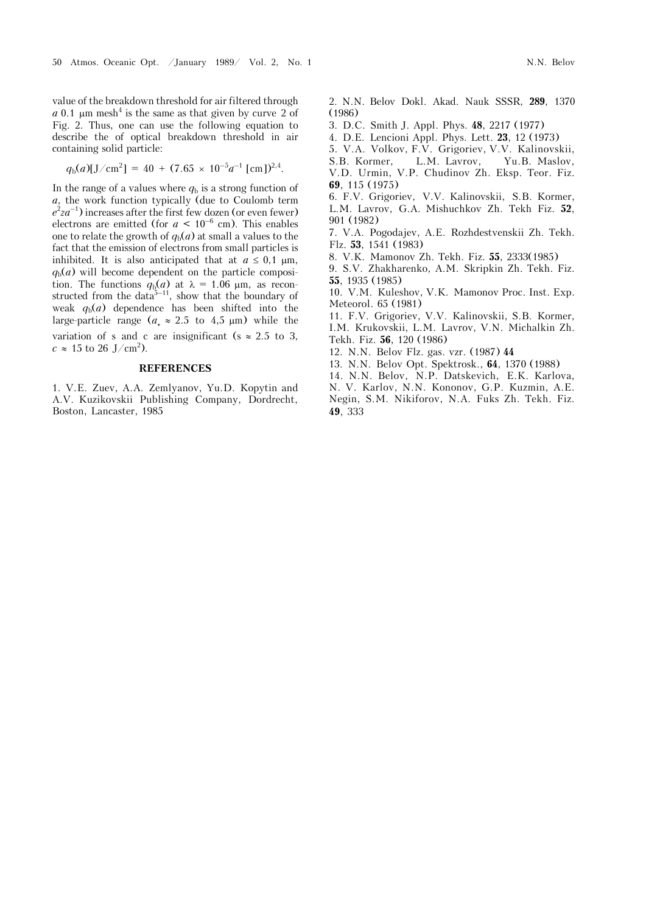value of the breakdown threshold for air filtered through $a$ 0.1 μm mesh[4] is the same as that given by curve 2 of Fig. 2. Thus, one can use the following equation to describe the of optical breakdown threshold in air containing solid particle:

$$q_b(a)[\text{J/cm}^2] = 40 + (7.65 \times 10^{-5} a^{-1} \text{ [cm]})^{2,4}.$$

In the range of a values where $q_b$ is a strong function of $a$, the work function typically (due to Coulomb term $e^2 z a^{-1}$) increases after the first few dozen (or even fewer) electrons are emitted (for $a < 10^{-6}$ cm). This enables one to relate the growth of $q_b(a)$ at small a values to the fact that the emission of electrons from small particles is inhibited. It is also anticipated that at $a \le 0{,}1$ μm, $q_b(a)$ will become dependent on the particle composition. The functions $q_b(a)$ at $\lambda = 1.06$ μm, as reconstructed from the data[5–11], show that the boundary of weak $q_b(a)$ dependence has been shifted into the large-particle range ($a_* \approx 2.5$ to 4,5 μm) while the variation of s and c are insignificant (s ≈ 2.5 to 3, $c \approx 15$ to 26 J/cm$^2$).

## REFERENCES

1. V.E. Zuev, A.A. Zemlyanov, Yu.D. Kopytin and A.V. Kuzikovskii Publishing Company, Dordrecht, Boston, Lancaster, 1985
2. N.N. Belov Dokl. Akad. Nauk SSSR, **289**, 1370 (1986)
3. D.C. Smith J. Appl. Phys. **48**, 2217 (1977)
4. D.E. Lencioni Appl. Phys. Lett. **23**, 12 (1973)
5. V.A. Volkov, F.V. Grigoriev, V.V. Kalinovskii, S.B. Kormer, L.M. Lavrov, Yu.B. Maslov, V.D. Urmin, V.P. Chudinov Zh. Eksp. Teor. Fiz. **69**, 115 (1975)
6. F.V. Grigoriev, V.V. Kalinovskii, S.B. Kormer, L.M. Lavrov, G.A. Mishuchkov Zh. Tekh Fiz. **52**, 901 (1982)
7. V.A. Pogodajev, A.E. Rozhdestvenskii Zh. Tekh. Flz. **53**, 1541 (1983)
8. V.K. Mamonov Zh. Tekh. Fiz. **55**, 2333(1985)
9. S.V. Zhakharenko, A.M. Skripkin Zh. Tekh. Fiz. **55**, 1935 (1985)
10. V.M. Kuleshov, V.K. Mamonov Proc. Inst. Exp. Meteorol. 65 (1981)
11. F.V. Grigoriev, V.V. Kalinovskii, S.B. Kormer, I.M. Krukovskii, L.M. Lavrov, V.N. Michalkin Zh. Tekh. Fiz. **56**, 120 (1986)
12. N.N. Belov Flz. gas. vzr. (1987) **44**
13. N.N. Belov Opt. Spektrosk., **64**, 1370 (1988)
14. N.N. Belov, N.P. Datskevich, E.K. Karlova, N. V. Karlov, N.N. Kononov, G.P. Kuzmin, A.E. Negin, S.M. Nikiforov, N.A. Fuks Zh. Tekh. Fiz. **49**, 333